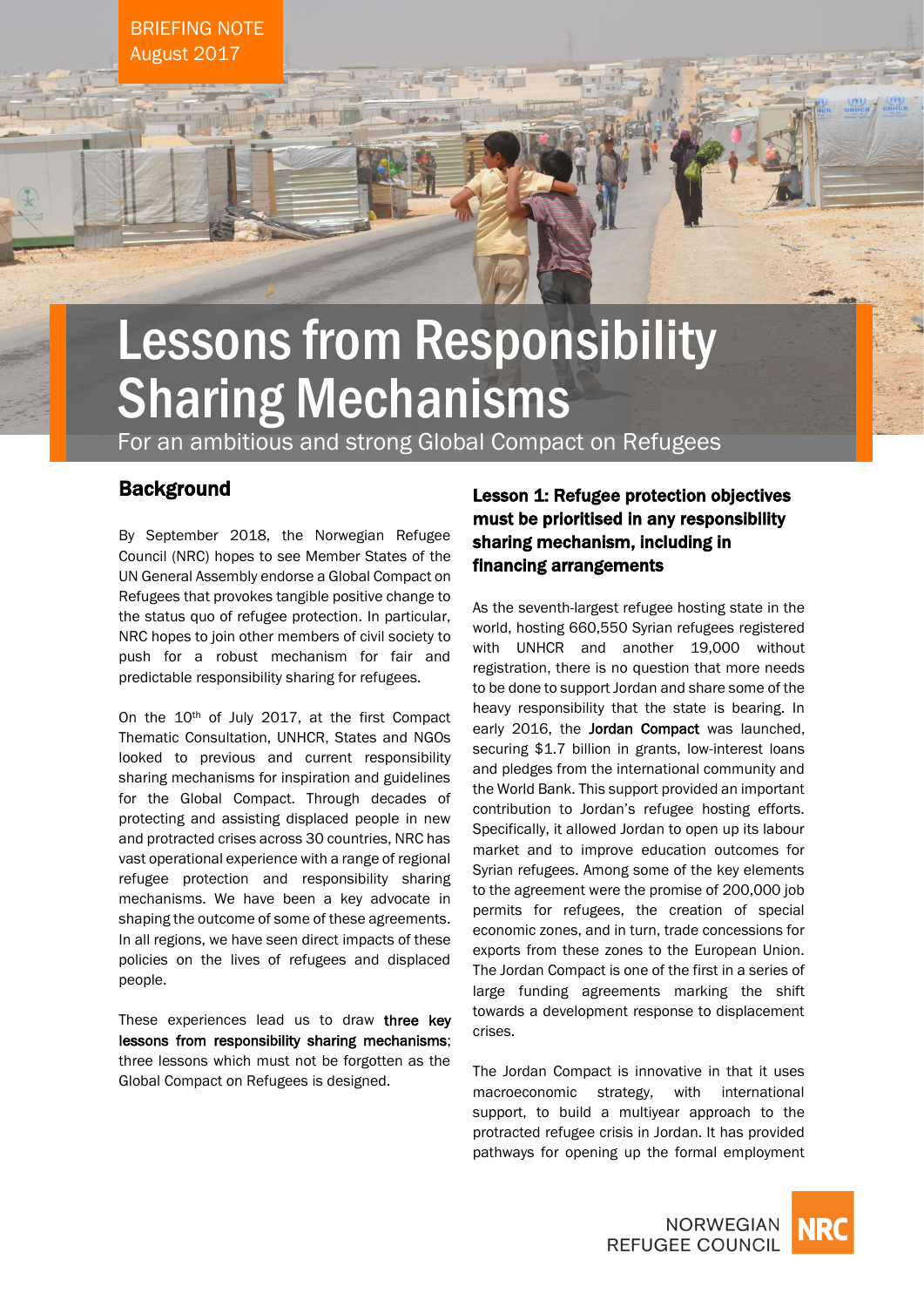BRIEFING NOTE
August 2017

# Lessons from Responsibility Sharing Mechanisms

For an ambitious and strong Global Compact on Refugees

## Background

By September 2018, the Norwegian Refugee Council (NRC) hopes to see Member States of the UN General Assembly endorse a Global Compact on Refugees that provokes tangible positive change to the status quo of refugee protection. In particular, NRC hopes to join other members of civil society to push for a robust mechanism for fair and predictable responsibility sharing for refugees.

On the 10th of July 2017, at the first Compact Thematic Consultation, UNHCR, States and NGOs looked to previous and current responsibility sharing mechanisms for inspiration and guidelines for the Global Compact. Through decades of protecting and assisting displaced people in new and protracted crises across 30 countries, NRC has vast operational experience with a range of regional refugee protection and responsibility sharing mechanisms. We have been a key advocate in shaping the outcome of some of these agreements. In all regions, we have seen direct impacts of these policies on the lives of refugees and displaced people.

These experiences lead us to draw **three key lessons from responsibility sharing mechanisms**; three lessons which must not be forgotten as the Global Compact on Refugees is designed.

### Lesson 1: Refugee protection objectives must be prioritised in any responsibility sharing mechanism, including in financing arrangements

As the seventh-largest refugee hosting state in the world, hosting 660,550 Syrian refugees registered with UNHCR and another 19,000 without registration, there is no question that more needs to be done to support Jordan and share some of the heavy responsibility that the state is bearing. In early 2016, the **Jordan Compact** was launched, securing $1.7 billion in grants, low-interest loans and pledges from the international community and the World Bank. This support provided an important contribution to Jordan's refugee hosting efforts. Specifically, it allowed Jordan to open up its labour market and to improve education outcomes for Syrian refugees. Among some of the key elements to the agreement were the promise of 200,000 job permits for refugees, the creation of special economic zones, and in turn, trade concessions for exports from these zones to the European Union. The Jordan Compact is one of the first in a series of large funding agreements marking the shift towards a development response to displacement crises.

The Jordan Compact is innovative in that it uses macroeconomic strategy, with international support, to build a multiyear approach to the protracted refugee crisis in Jordan. It has provided pathways for opening up the formal employment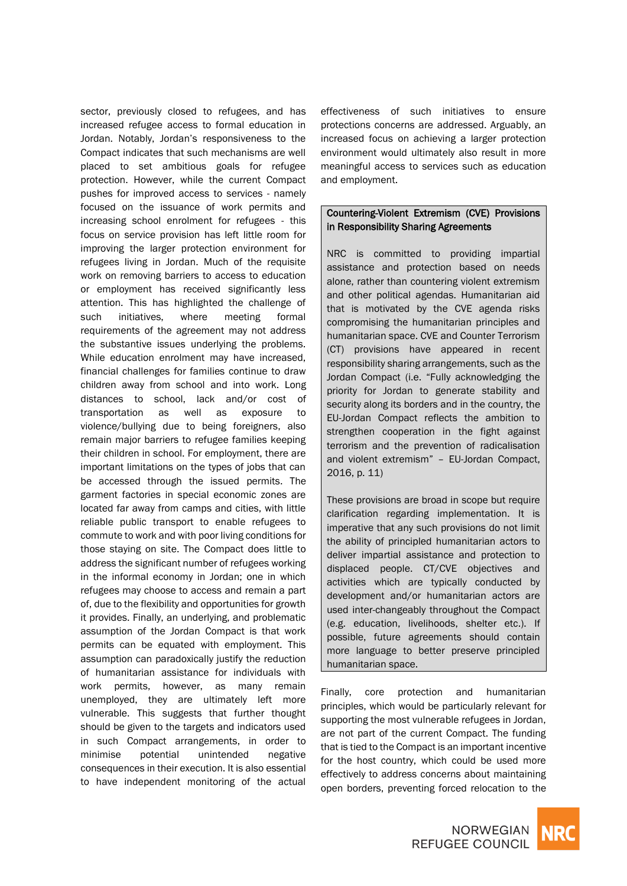sector, previously closed to refugees, and has increased refugee access to formal education in Jordan. Notably, Jordan's responsiveness to the Compact indicates that such mechanisms are well placed to set ambitious goals for refugee protection. However, while the current Compact pushes for improved access to services - namely focused on the issuance of work permits and increasing school enrolment for refugees - this focus on service provision has left little room for improving the larger protection environment for refugees living in Jordan. Much of the requisite work on removing barriers to access to education or employment has received significantly less attention. This has highlighted the challenge of such initiatives, where meeting formal requirements of the agreement may not address the substantive issues underlying the problems. While education enrolment may have increased, financial challenges for families continue to draw children away from school and into work. Long distances to school, lack and/or cost of transportation as well as exposure to violence/bullying due to being foreigners, also remain major barriers to refugee families keeping their children in school. For employment, there are important limitations on the types of jobs that can be accessed through the issued permits. The garment factories in special economic zones are located far away from camps and cities, with little reliable public transport to enable refugees to commute to work and with poor living conditions for those staying on site. The Compact does little to address the significant number of refugees working in the informal economy in Jordan; one in which refugees may choose to access and remain a part of, due to the flexibility and opportunities for growth it provides. Finally, an underlying, and problematic assumption of the Jordan Compact is that work permits can be equated with employment. This assumption can paradoxically justify the reduction of humanitarian assistance for individuals with work permits, however, as many remain unemployed, they are ultimately left more vulnerable. This suggests that further thought should be given to the targets and indicators used in such Compact arrangements, in order to minimise potential unintended negative consequences in their execution. It is also essential to have independent monitoring of the actual effectiveness of such initiatives to ensure protections concerns are addressed. Arguably, an increased focus on achieving a larger protection environment would ultimately also result in more meaningful access to services such as education and employment.

> **Countering-Violent Extremism (CVE) Provisions in Responsibility Sharing Agreements**
>
> NRC is committed to providing impartial assistance and protection based on needs alone, rather than countering violent extremism and other political agendas. Humanitarian aid that is motivated by the CVE agenda risks compromising the humanitarian principles and humanitarian space. CVE and Counter Terrorism (CT) provisions have appeared in recent responsibility sharing arrangements, such as the Jordan Compact (i.e. "Fully acknowledging the priority for Jordan to generate stability and security along its borders and in the country, the EU-Jordan Compact reflects the ambition to strengthen cooperation in the fight against terrorism and the prevention of radicalisation and violent extremism" – EU-Jordan Compact, 2016, p. 11)
>
> These provisions are broad in scope but require clarification regarding implementation. It is imperative that any such provisions do not limit the ability of principled humanitarian actors to deliver impartial assistance and protection to displaced people. CT/CVE objectives and activities which are typically conducted by development and/or humanitarian actors are used inter-changeably throughout the Compact (e.g. education, livelihoods, shelter etc.). If possible, future agreements should contain more language to better preserve principled humanitarian space.

Finally, core protection and humanitarian principles, which would be particularly relevant for supporting the most vulnerable refugees in Jordan, are not part of the current Compact. The funding that is tied to the Compact is an important incentive for the host country, which could be used more effectively to address concerns about maintaining open borders, preventing forced relocation to the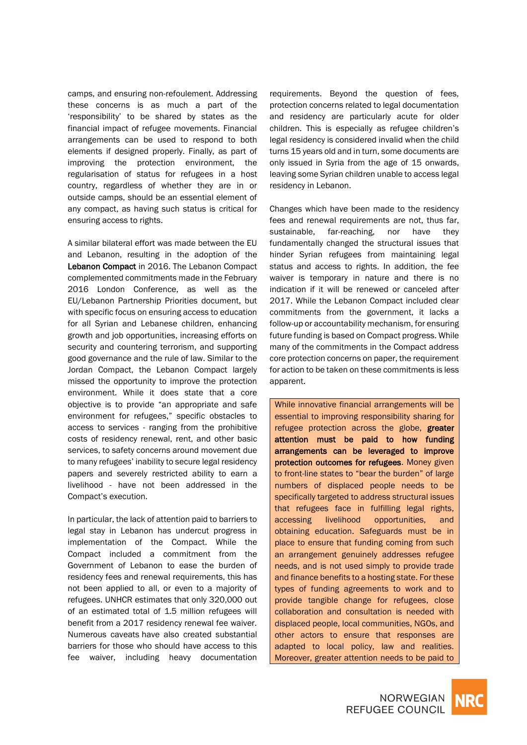camps, and ensuring non-refoulement. Addressing these concerns is as much a part of the 'responsibility' to be shared by states as the financial impact of refugee movements. Financial arrangements can be used to respond to both elements if designed properly. Finally, as part of improving the protection environment, the regularisation of status for refugees in a host country, regardless of whether they are in or outside camps, should be an essential element of any compact, as having such status is critical for ensuring access to rights.

A similar bilateral effort was made between the EU and Lebanon, resulting in the adoption of the **Lebanon Compact** in 2016. The Lebanon Compact complemented commitments made in the February 2016 London Conference, as well as the EU/Lebanon Partnership Priorities document, but with specific focus on ensuring access to education for all Syrian and Lebanese children, enhancing growth and job opportunities, increasing efforts on security and countering terrorism, and supporting good governance and the rule of law. Similar to the Jordan Compact, the Lebanon Compact largely missed the opportunity to improve the protection environment. While it does state that a core objective is to provide "an appropriate and safe environment for refugees," specific obstacles to access to services - ranging from the prohibitive costs of residency renewal, rent, and other basic services, to safety concerns around movement due to many refugees' inability to secure legal residency papers and severely restricted ability to earn a livelihood - have not been addressed in the Compact's execution.

In particular, the lack of attention paid to barriers to legal stay in Lebanon has undercut progress in implementation of the Compact. While the Compact included a commitment from the Government of Lebanon to ease the burden of residency fees and renewal requirements, this has not been applied to all, or even to a majority of refugees. UNHCR estimates that only 320,000 out of an estimated total of 1.5 million refugees will benefit from a 2017 residency renewal fee waiver. Numerous caveats have also created substantial barriers for those who should have access to this fee waiver, including heavy documentation requirements. Beyond the question of fees, protection concerns related to legal documentation and residency are particularly acute for older children. This is especially as refugee children's legal residency is considered invalid when the child turns 15 years old and in turn, some documents are only issued in Syria from the age of 15 onwards, leaving some Syrian children unable to access legal residency in Lebanon.

Changes which have been made to the residency fees and renewal requirements are not, thus far, sustainable, far-reaching, nor have they fundamentally changed the structural issues that hinder Syrian refugees from maintaining legal status and access to rights. In addition, the fee waiver is temporary in nature and there is no indication if it will be renewed or canceled after 2017. While the Lebanon Compact included clear commitments from the government, it lacks a follow-up or accountability mechanism, for ensuring future funding is based on Compact progress. While many of the commitments in the Compact address core protection concerns on paper, the requirement for action to be taken on these commitments is less apparent.

While innovative financial arrangements will be essential to improving responsibility sharing for refugee protection across the globe, **greater attention must be paid to how funding arrangements can be leveraged to improve protection outcomes for refugees**. Money given to front-line states to "bear the burden" of large numbers of displaced people needs to be specifically targeted to address structural issues that refugees face in fulfilling legal rights, accessing livelihood opportunities, and obtaining education. Safeguards must be in place to ensure that funding coming from such an arrangement genuinely addresses refugee needs, and is not used simply to provide trade and finance benefits to a hosting state. For these types of funding agreements to work and to provide tangible change for refugees, close collaboration and consultation is needed with displaced people, local communities, NGOs, and other actors to ensure that responses are adapted to local policy, law and realities. Moreover, greater attention needs to be paid to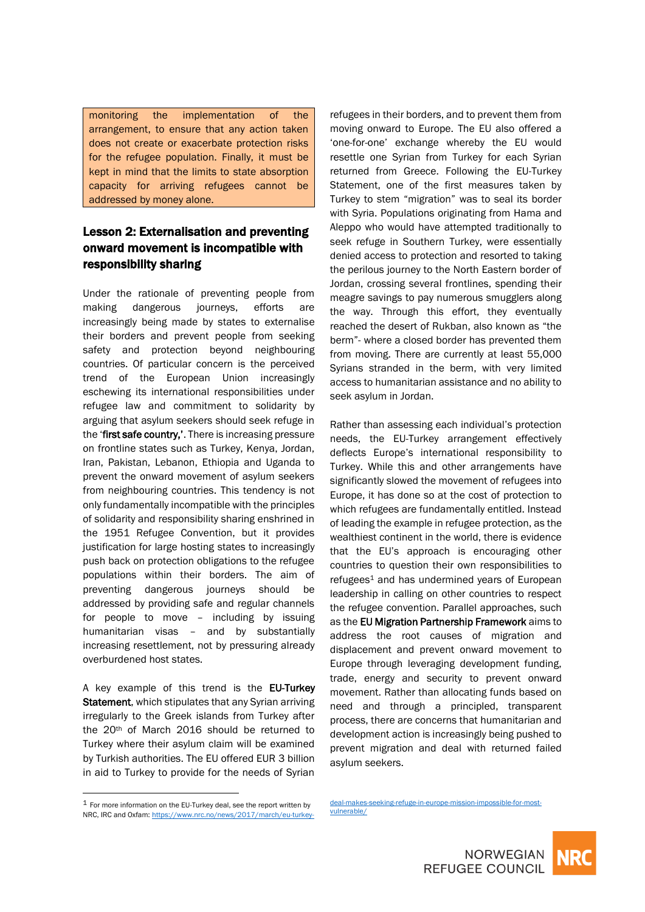monitoring the implementation of the arrangement, to ensure that any action taken does not create or exacerbate protection risks for the refugee population. Finally, it must be kept in mind that the limits to state absorption capacity for arriving refugees cannot be addressed by money alone.

## Lesson 2: Externalisation and preventing onward movement is incompatible with responsibility sharing

Under the rationale of preventing people from making dangerous journeys, efforts are increasingly being made by states to externalise their borders and prevent people from seeking safety and protection beyond neighbouring countries. Of particular concern is the perceived trend of the European Union increasingly eschewing its international responsibilities under refugee law and commitment to solidarity by arguing that asylum seekers should seek refuge in the '**first safe country,'**. There is increasing pressure on frontline states such as Turkey, Kenya, Jordan, Iran, Pakistan, Lebanon, Ethiopia and Uganda to prevent the onward movement of asylum seekers from neighbouring countries. This tendency is not only fundamentally incompatible with the principles of solidarity and responsibility sharing enshrined in the 1951 Refugee Convention, but it provides justification for large hosting states to increasingly push back on protection obligations to the refugee populations within their borders. The aim of preventing dangerous journeys should be addressed by providing safe and regular channels for people to move – including by issuing humanitarian visas – and by substantially increasing resettlement, not by pressuring already overburdened host states.

A key example of this trend is the **EU-Turkey Statement**, which stipulates that any Syrian arriving irregularly to the Greek islands from Turkey after the 20th of March 2016 should be returned to Turkey where their asylum claim will be examined by Turkish authorities. The EU offered EUR 3 billion in aid to Turkey to provide for the needs of Syrian refugees in their borders, and to prevent them from moving onward to Europe. The EU also offered a 'one-for-one' exchange whereby the EU would resettle one Syrian from Turkey for each Syrian returned from Greece. Following the EU-Turkey Statement, one of the first measures taken by Turkey to stem "migration" was to seal its border with Syria. Populations originating from Hama and Aleppo who would have attempted traditionally to seek refuge in Southern Turkey, were essentially denied access to protection and resorted to taking the perilous journey to the North Eastern border of Jordan, crossing several frontlines, spending their meagre savings to pay numerous smugglers along the way. Through this effort, they eventually reached the desert of Rukban, also known as "the berm"- where a closed border has prevented them from moving. There are currently at least 55,000 Syrians stranded in the berm, with very limited access to humanitarian assistance and no ability to seek asylum in Jordan.

Rather than assessing each individual's protection needs, the EU-Turkey arrangement effectively deflects Europe's international responsibility to Turkey. While this and other arrangements have significantly slowed the movement of refugees into Europe, it has done so at the cost of protection to which refugees are fundamentally entitled. Instead of leading the example in refugee protection, as the wealthiest continent in the world, there is evidence that the EU's approach is encouraging other countries to question their own responsibilities to refugees[1] and has undermined years of European leadership in calling on other countries to respect the refugee convention. Parallel approaches, such as the **EU Migration Partnership Framework** aims to address the root causes of migration and displacement and prevent onward movement to Europe through leveraging development funding, trade, energy and security to prevent onward movement. Rather than allocating funds based on need and through a principled, transparent process, there are concerns that humanitarian and development action is increasingly being pushed to prevent migration and deal with returned failed asylum seekers.

---

[1] For more information on the EU-Turkey deal, see the report written by NRC, IRC and Oxfam: https://www.nrc.no/news/2017/march/eu-turkey-deal-makes-seeking-refuge-in-europe-mission-impossible-for-most-vulnerable/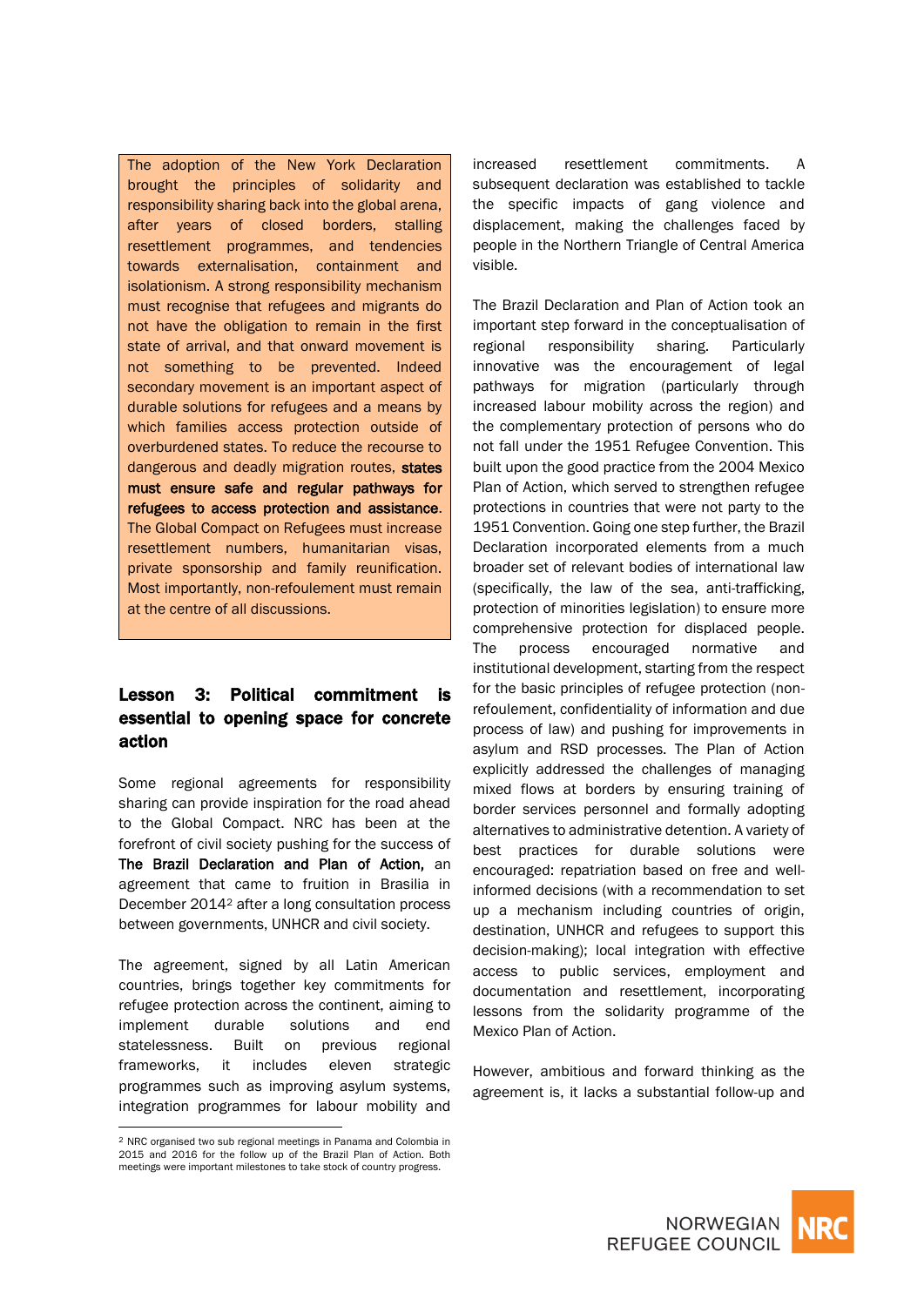The adoption of the New York Declaration brought the principles of solidarity and responsibility sharing back into the global arena, after years of closed borders, stalling resettlement programmes, and tendencies towards externalisation, containment and isolationism. A strong responsibility mechanism must recognise that refugees and migrants do not have the obligation to remain in the first state of arrival, and that onward movement is not something to be prevented. Indeed secondary movement is an important aspect of durable solutions for refugees and a means by which families access protection outside of overburdened states. To reduce the recourse to dangerous and deadly migration routes, **states must ensure safe and regular pathways for refugees to access protection and assistance**. The Global Compact on Refugees must increase resettlement numbers, humanitarian visas, private sponsorship and family reunification. Most importantly, non-refoulement must remain at the centre of all discussions.

## Lesson 3: Political commitment is essential to opening space for concrete action

Some regional agreements for responsibility sharing can provide inspiration for the road ahead to the Global Compact. NRC has been at the forefront of civil society pushing for the success of **The Brazil Declaration and Plan of Action,** an agreement that came to fruition in Brasilia in December 2014[2] after a long consultation process between governments, UNHCR and civil society.

The agreement, signed by all Latin American countries, brings together key commitments for refugee protection across the continent, aiming to implement durable solutions and end statelessness. Built on previous regional frameworks, it includes eleven strategic programmes such as improving asylum systems, integration programmes for labour mobility and increased resettlement commitments. A subsequent declaration was established to tackle the specific impacts of gang violence and displacement, making the challenges faced by people in the Northern Triangle of Central America visible.

The Brazil Declaration and Plan of Action took an important step forward in the conceptualisation of regional responsibility sharing. Particularly innovative was the encouragement of legal pathways for migration (particularly through increased labour mobility across the region) and the complementary protection of persons who do not fall under the 1951 Refugee Convention. This built upon the good practice from the 2004 Mexico Plan of Action, which served to strengthen refugee protections in countries that were not party to the 1951 Convention. Going one step further, the Brazil Declaration incorporated elements from a much broader set of relevant bodies of international law (specifically, the law of the sea, anti-trafficking, protection of minorities legislation) to ensure more comprehensive protection for displaced people. The process encouraged normative and institutional development, starting from the respect for the basic principles of refugee protection (non-refoulement, confidentiality of information and due process of law) and pushing for improvements in asylum and RSD processes. The Plan of Action explicitly addressed the challenges of managing mixed flows at borders by ensuring training of border services personnel and formally adopting alternatives to administrative detention. A variety of best practices for durable solutions were encouraged: repatriation based on free and well-informed decisions (with a recommendation to set up a mechanism including countries of origin, destination, UNHCR and refugees to support this decision-making); local integration with effective access to public services, employment and documentation and resettlement, incorporating lessons from the solidarity programme of the Mexico Plan of Action.

However, ambitious and forward thinking as the agreement is, it lacks a substantial follow-up and

---

[2] NRC organised two sub regional meetings in Panama and Colombia in 2015 and 2016 for the follow up of the Brazil Plan of Action. Both meetings were important milestones to take stock of country progress.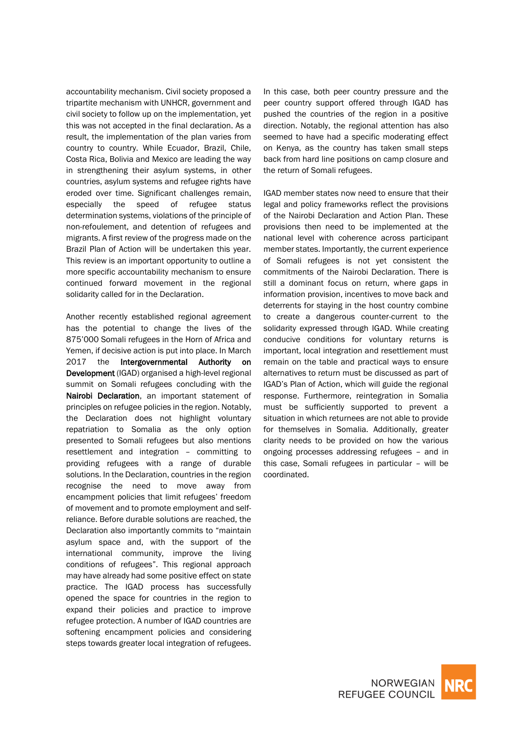accountability mechanism. Civil society proposed a tripartite mechanism with UNHCR, government and civil society to follow up on the implementation, yet this was not accepted in the final declaration. As a result, the implementation of the plan varies from country to country. While Ecuador, Brazil, Chile, Costa Rica, Bolivia and Mexico are leading the way in strengthening their asylum systems, in other countries, asylum systems and refugee rights have eroded over time. Significant challenges remain, especially the speed of refugee status determination systems, violations of the principle of non-refoulement, and detention of refugees and migrants. A first review of the progress made on the Brazil Plan of Action will be undertaken this year. This review is an important opportunity to outline a more specific accountability mechanism to ensure continued forward movement in the regional solidarity called for in the Declaration.

Another recently established regional agreement has the potential to change the lives of the 875'000 Somali refugees in the Horn of Africa and Yemen, if decisive action is put into place. In March 2017 the **Intergovernmental Authority on Development** (IGAD) organised a high-level regional summit on Somali refugees concluding with the **Nairobi Declaration**, an important statement of principles on refugee policies in the region. Notably, the Declaration does not highlight voluntary repatriation to Somalia as the only option presented to Somali refugees but also mentions resettlement and integration – committing to providing refugees with a range of durable solutions. In the Declaration, countries in the region recognise the need to move away from encampment policies that limit refugees' freedom of movement and to promote employment and self-reliance. Before durable solutions are reached, the Declaration also importantly commits to "maintain asylum space and, with the support of the international community, improve the living conditions of refugees". This regional approach may have already had some positive effect on state practice. The IGAD process has successfully opened the space for countries in the region to expand their policies and practice to improve refugee protection. A number of IGAD countries are softening encampment policies and considering steps towards greater local integration of refugees.

In this case, both peer country pressure and the peer country support offered through IGAD has pushed the countries of the region in a positive direction. Notably, the regional attention has also seemed to have had a specific moderating effect on Kenya, as the country has taken small steps back from hard line positions on camp closure and the return of Somali refugees.

IGAD member states now need to ensure that their legal and policy frameworks reflect the provisions of the Nairobi Declaration and Action Plan. These provisions then need to be implemented at the national level with coherence across participant member states. Importantly, the current experience of Somali refugees is not yet consistent the commitments of the Nairobi Declaration. There is still a dominant focus on return, where gaps in information provision, incentives to move back and deterrents for staying in the host country combine to create a dangerous counter-current to the solidarity expressed through IGAD. While creating conducive conditions for voluntary returns is important, local integration and resettlement must remain on the table and practical ways to ensure alternatives to return must be discussed as part of IGAD's Plan of Action, which will guide the regional response. Furthermore, reintegration in Somalia must be sufficiently supported to prevent a situation in which returnees are not able to provide for themselves in Somalia. Additionally, greater clarity needs to be provided on how the various ongoing processes addressing refugees – and in this case, Somali refugees in particular – will be coordinated.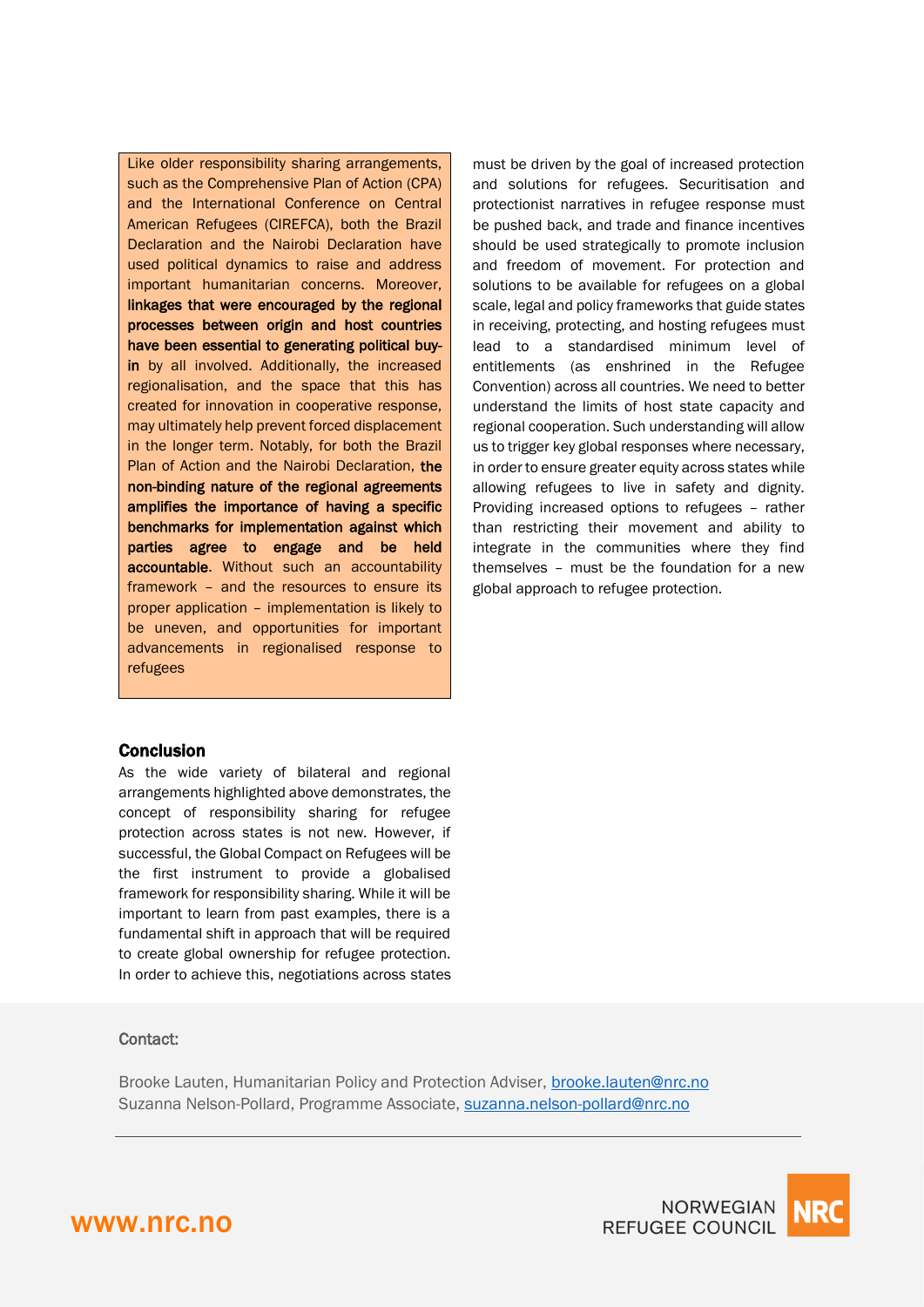Like older responsibility sharing arrangements, such as the Comprehensive Plan of Action (CPA) and the International Conference on Central American Refugees (CIREFCA), both the Brazil Declaration and the Nairobi Declaration have used political dynamics to raise and address important humanitarian concerns. Moreover, **linkages that were encouraged by the regional processes between origin and host countries have been essential to generating political buy-in** by all involved. Additionally, the increased regionalisation, and the space that this has created for innovation in cooperative response, may ultimately help prevent forced displacement in the longer term. Notably, for both the Brazil Plan of Action and the Nairobi Declaration, **the non-binding nature of the regional agreements amplifies the importance of having a specific benchmarks for implementation against which parties agree to engage and be held accountable**. Without such an accountability framework – and the resources to ensure its proper application – implementation is likely to be uneven, and opportunities for important advancements in regionalised response to refugees

## Conclusion

As the wide variety of bilateral and regional arrangements highlighted above demonstrates, the concept of responsibility sharing for refugee protection across states is not new. However, if successful, the Global Compact on Refugees will be the first instrument to provide a globalised framework for responsibility sharing. While it will be important to learn from past examples, there is a fundamental shift in approach that will be required to create global ownership for refugee protection. In order to achieve this, negotiations across states must be driven by the goal of increased protection and solutions for refugees. Securitisation and protectionist narratives in refugee response must be pushed back, and trade and finance incentives should be used strategically to promote inclusion and freedom of movement. For protection and solutions to be available for refugees on a global scale, legal and policy frameworks that guide states in receiving, protecting, and hosting refugees must lead to a standardised minimum level of entitlements (as enshrined in the Refugee Convention) across all countries. We need to better understand the limits of host state capacity and regional cooperation. Such understanding will allow us to trigger key global responses where necessary, in order to ensure greater equity across states while allowing refugees to live in safety and dignity. Providing increased options to refugees – rather than restricting their movement and ability to integrate in the communities where they find themselves – must be the foundation for a new global approach to refugee protection.

Contact:

Brooke Lauten, Humanitarian Policy and Protection Adviser, brooke.lauten@nrc.no
Suzanna Nelson-Pollard, Programme Associate, suzanna.nelson-pollard@nrc.no

www.nrc.no

NORWEGIAN REFUGEE COUNCIL NRC